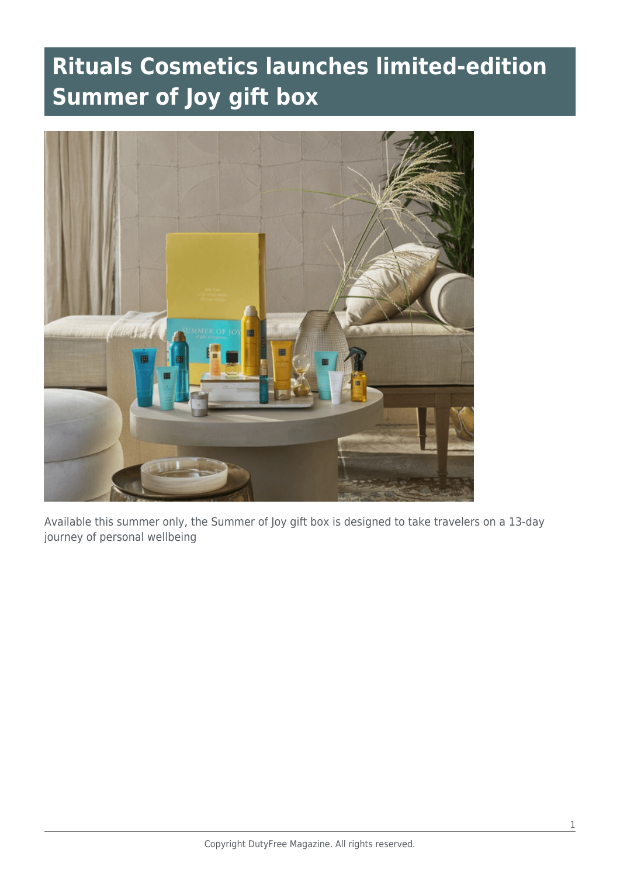# Rituals Cosmetics launches limited-edition Summer of Joy gift box

Available this summer only, the Summer of Joy gift box is designed to take travelers on a 13-day journey of personal wellbeing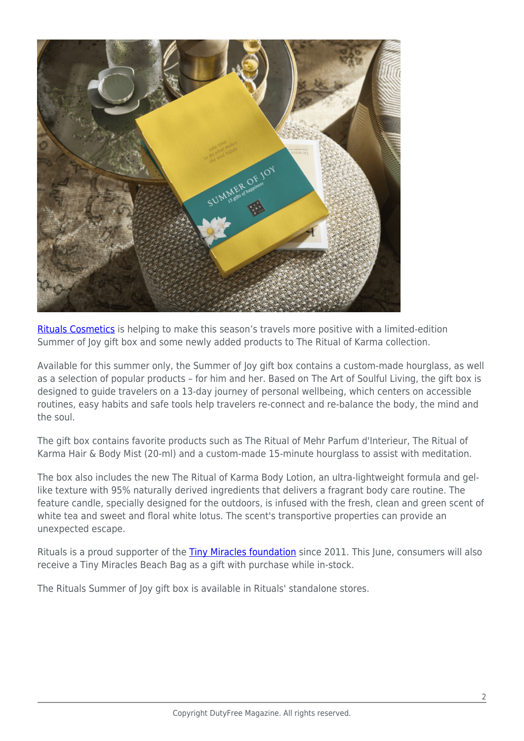[Rituals Cosmetics](#) is helping to make this season's travels more positive with a limited-edition Summer of Joy gift box and some newly added products to The Ritual of Karma collection.

Available for this summer only, the Summer of Joy gift box contains a custom-made hourglass, as well as a selection of popular products – for him and her. Based on The Art of Soulful Living, the gift box is designed to guide travelers on a 13-day journey of personal wellbeing, which centers on accessible routines, easy habits and safe tools help travelers re-connect and re-balance the body, the mind and the soul.

The gift box contains favorite products such as The Ritual of Mehr Parfum d'Interieur, The Ritual of Karma Hair & Body Mist (20-ml) and a custom-made 15-minute hourglass to assist with meditation.

The box also includes the new The Ritual of Karma Body Lotion, an ultra-lightweight formula and gel-like texture with 95% naturally derived ingredients that delivers a fragrant body care routine. The feature candle, specially designed for the outdoors, is infused with the fresh, clean and green scent of white tea and sweet and floral white lotus. The scent's transportive properties can provide an unexpected escape.

Rituals is a proud supporter of the [Tiny Miracles foundation](#) since 2011. This June, consumers will also receive a Tiny Miracles Beach Bag as a gift with purchase while in-stock.

The Rituals Summer of Joy gift box is available in Rituals' standalone stores.